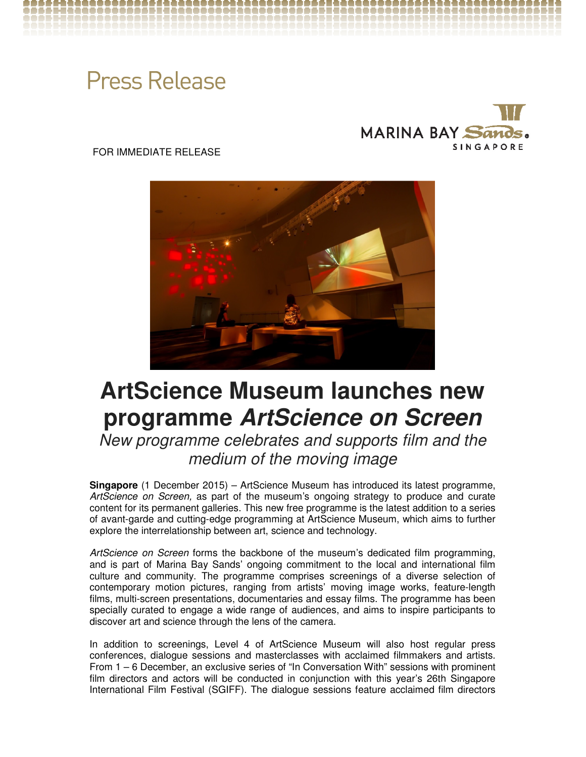# Press Release

FOR IMMEDIATE RELEASE

# ArtScience Museum launches new programme *ArtScience on Screen*

*New programme celebrates and supports film and the medium of the moving image*

**Singapore** (1 December 2015) – ArtScience Museum has introduced its latest programme, *ArtScience on Screen,* as part of the museum's ongoing strategy to produce and curate content for its permanent galleries. This new free programme is the latest addition to a series of avant-garde and cutting-edge programming at ArtScience Museum, which aims to further explore the interrelationship between art, science and technology.

*ArtScience on Screen* forms the backbone of the museum's dedicated film programming, and is part of Marina Bay Sands' ongoing commitment to the local and international film culture and community. The programme comprises screenings of a diverse selection of contemporary motion pictures, ranging from artists' moving image works, feature-length films, multi-screen presentations, documentaries and essay films. The programme has been specially curated to engage a wide range of audiences, and aims to inspire participants to discover art and science through the lens of the camera.

In addition to screenings, Level 4 of ArtScience Museum will also host regular press conferences, dialogue sessions and masterclasses with acclaimed filmmakers and artists. From 1 – 6 December, an exclusive series of "In Conversation With" sessions with prominent film directors and actors will be conducted in conjunction with this year's 26th Singapore International Film Festival (SGIFF). The dialogue sessions feature acclaimed film directors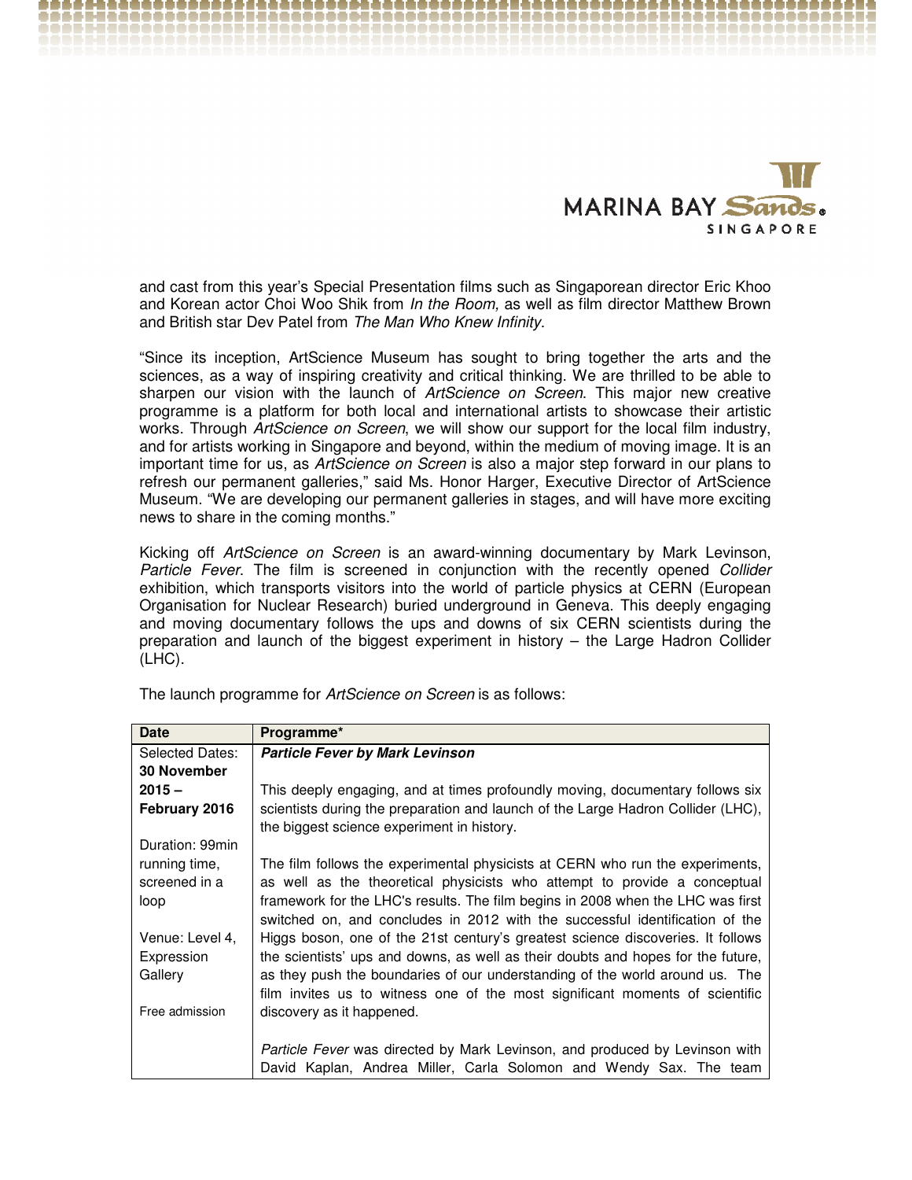and cast from this year's Special Presentation films such as Singaporean director Eric Khoo and Korean actor Choi Woo Shik from *In the Room*, as well as film director Matthew Brown and British star Dev Patel from *The Man Who Knew Infinity*.

"Since its inception, ArtScience Museum has sought to bring together the arts and the sciences, as a way of inspiring creativity and critical thinking. We are thrilled to be able to sharpen our vision with the launch of *ArtScience on Screen*. This major new creative programme is a platform for both local and international artists to showcase their artistic works. Through *ArtScience on Screen*, we will show our support for the local film industry, and for artists working in Singapore and beyond, within the medium of moving image. It is an important time for us, as *ArtScience on Screen* is also a major step forward in our plans to refresh our permanent galleries," said Ms. Honor Harger, Executive Director of ArtScience Museum. "We are developing our permanent galleries in stages, and will have more exciting news to share in the coming months."

Kicking off *ArtScience on Screen* is an award-winning documentary by Mark Levinson, *Particle Fever*. The film is screened in conjunction with the recently opened *Collider* exhibition, which transports visitors into the world of particle physics at CERN (European Organisation for Nuclear Research) buried underground in Geneva. This deeply engaging and moving documentary follows the ups and downs of six CERN scientists during the preparation and launch of the biggest experiment in history – the Large Hadron Collider (LHC).

The launch programme for *ArtScience on Screen* is as follows:

| Date | Programme* |
|---|---|
| Selected Dates: **30 November 2015 – February 2016**<br><br>Duration: 99min running time, screened in a loop<br><br>Venue: Level 4, Expression Gallery<br><br>Free admission | ***Particle Fever by Mark Levinson***<br><br>This deeply engaging, and at times profoundly moving, documentary follows six scientists during the preparation and launch of the Large Hadron Collider (LHC), the biggest science experiment in history.<br><br>The film follows the experimental physicists at CERN who run the experiments, as well as the theoretical physicists who attempt to provide a conceptual framework for the LHC's results. The film begins in 2008 when the LHC was first switched on, and concludes in 2012 with the successful identification of the Higgs boson, one of the 21st century's greatest science discoveries. It follows the scientists' ups and downs, as well as their doubts and hopes for the future, as they push the boundaries of our understanding of the world around us. The film invites us to witness one of the most significant moments of scientific discovery as it happened.<br><br>*Particle Fever* was directed by Mark Levinson, and produced by Levinson with David Kaplan, Andrea Miller, Carla Solomon and Wendy Sax. The team |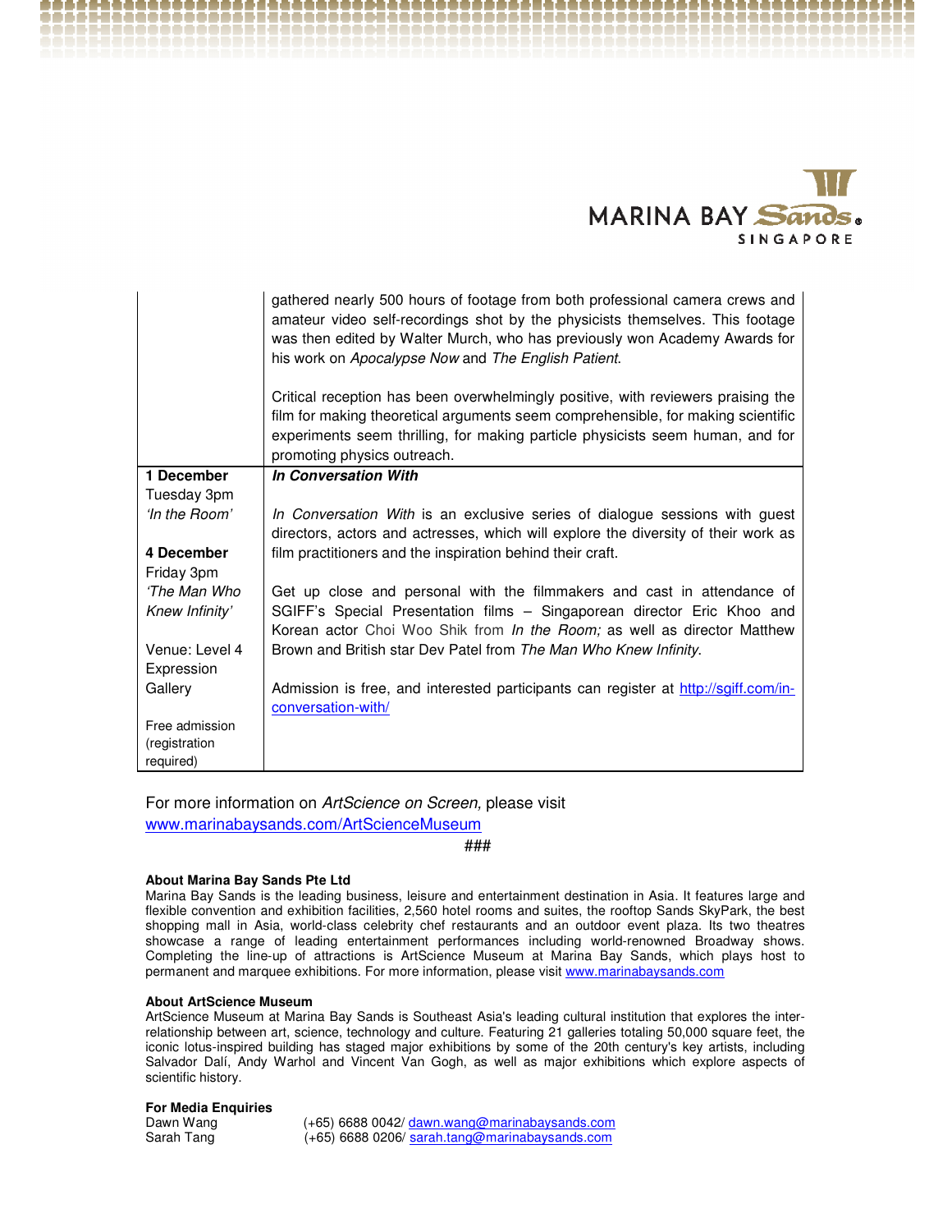| | |
|---|---|
| | gathered nearly 500 hours of footage from both professional camera crews and amateur video self-recordings shot by the physicists themselves. This footage was then edited by Walter Murch, who has previously won Academy Awards for his work on *Apocalypse Now* and *The English Patient*.<br><br>Critical reception has been overwhelmingly positive, with reviewers praising the film for making theoretical arguments seem comprehensible, for making scientific experiments seem thrilling, for making particle physicists seem human, and for promoting physics outreach. |
| **1 December**<br>Tuesday 3pm<br>*'In the Room'*<br><br>**4 December**<br>Friday 3pm<br>*'The Man Who Knew Infinity'*<br><br>Venue: Level 4 Expression Gallery<br><br>Free admission (registration required) | ***In Conversation With***<br><br>*In Conversation With* is an exclusive series of dialogue sessions with guest directors, actors and actresses, which will explore the diversity of their work as film practitioners and the inspiration behind their craft.<br><br>Get up close and personal with the filmmakers and cast in attendance of SGIFF's Special Presentation films – Singaporean director Eric Khoo and Korean actor Choi Woo Shik from *In the Room;* as well as director Matthew Brown and British star Dev Patel from *The Man Who Knew Infinity*.<br><br>Admission is free, and interested participants can register at http://sgiff.com/in-conversation-with/ |

For more information on *ArtScience on Screen,* please visit www.marinabaysands.com/ArtScienceMuseum

###

**About Marina Bay Sands Pte Ltd**

Marina Bay Sands is the leading business, leisure and entertainment destination in Asia. It features large and flexible convention and exhibition facilities, 2,560 hotel rooms and suites, the rooftop Sands SkyPark, the best shopping mall in Asia, world-class celebrity chef restaurants and an outdoor event plaza. Its two theatres showcase a range of leading entertainment performances including world-renowned Broadway shows. Completing the line-up of attractions is ArtScience Museum at Marina Bay Sands, which plays host to permanent and marquee exhibitions. For more information, please visit www.marinabaysands.com

**About ArtScience Museum**

ArtScience Museum at Marina Bay Sands is Southeast Asia's leading cultural institution that explores the inter-relationship between art, science, technology and culture. Featuring 21 galleries totaling 50,000 square feet, the iconic lotus-inspired building has staged major exhibitions by some of the 20th century's key artists, including Salvador Dalí, Andy Warhol and Vincent Van Gogh, as well as major exhibitions which explore aspects of scientific history.

**For Media Enquiries**

| | |
|---|---|
| Dawn Wang | (+65) 6688 0042/ dawn.wang@marinabaysands.com |
| Sarah Tang | (+65) 6688 0206/ sarah.tang@marinabaysands.com |